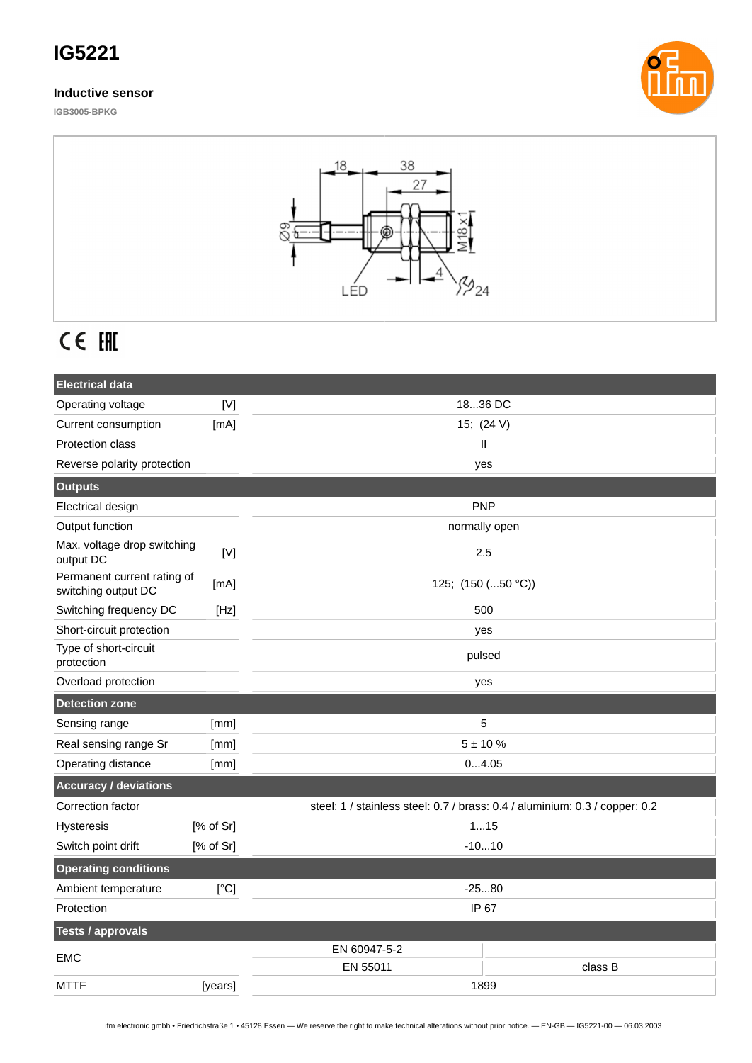# IG5221

### Inductive sensor

IGB3005-BPKG

| Electrical data | | |
|---|---|---|
| Operating voltage | [V] | 18...36 DC |
| Current consumption | [mA] | 15; (24 V) |
| Protection class | | II |
| Reverse polarity protection | | yes |
| **Outputs** | | |
| Electrical design | | PNP |
| Output function | | normally open |
| Max. voltage drop switching output DC | [V] | 2.5 |
| Permanent current rating of switching output DC | [mA] | 125; (150 (...50 °C)) |
| Switching frequency DC | [Hz] | 500 |
| Short-circuit protection | | yes |
| Type of short-circuit protection | | pulsed |
| Overload protection | | yes |
| **Detection zone** | | |
| Sensing range | [mm] | 5 |
| Real sensing range Sr | [mm] | 5 ± 10 % |
| Operating distance | [mm] | 0...4.05 |
| **Accuracy / deviations** | | |
| Correction factor | | steel: 1 / stainless steel: 0.7 / brass: 0.4 / aluminium: 0.3 / copper: 0.2 |
| Hysteresis | [% of Sr] | 1...15 |
| Switch point drift | [% of Sr] | -10...10 |
| **Operating conditions** | | |
| Ambient temperature | [°C] | -25...80 |
| Protection | | IP 67 |
| **Tests / approvals** | | |
| EMC | | EN 60947-5-2 |
| | | EN 55011 class B |
| MTTF | [years] | 1899 |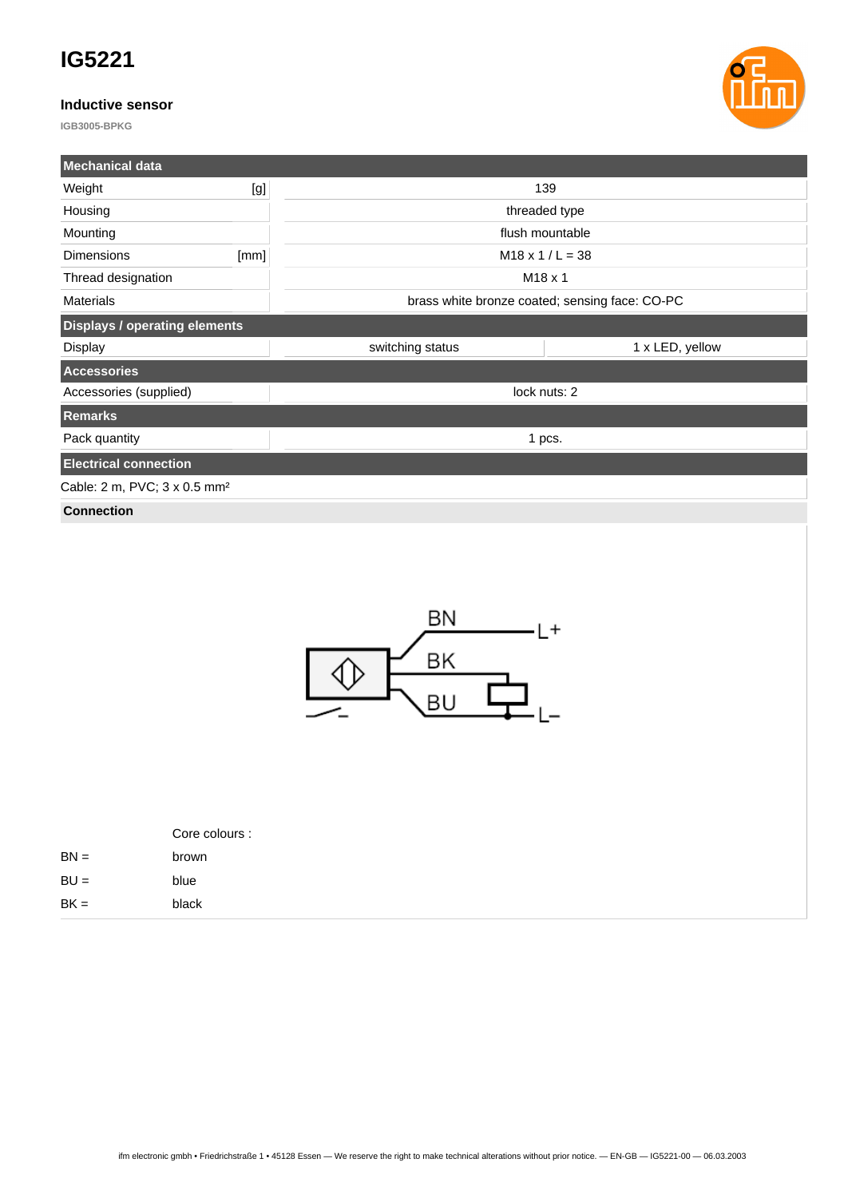# IG5221

### Inductive sensor

IGB3005-BPKG

| Mechanical data | | |
|---|---|---|
| Weight | [g] | 139 |
| Housing | | threaded type |
| Mounting | | flush mountable |
| Dimensions | [mm] | M18 x 1 / L = 38 |
| Thread designation | | M18 x 1 |
| Materials | | brass white bronze coated; sensing face: CO-PC |

| Displays / operating elements | | |
|---|---|---|
| Display | switching status | 1 x LED, yellow |

| Accessories | |
|---|---|
| Accessories (supplied) | lock nuts: 2 |

| Remarks | |
|---|---|
| Pack quantity | 1 pcs. |

**Electrical connection**

Cable: 2 m, PVC; 3 x 0.5 mm²

**Connection**

BN
L+
BK
BU
L-

| | Core colours : |
|---|---|
| BN = | brown |
| BU = | blue |
| BK = | black |